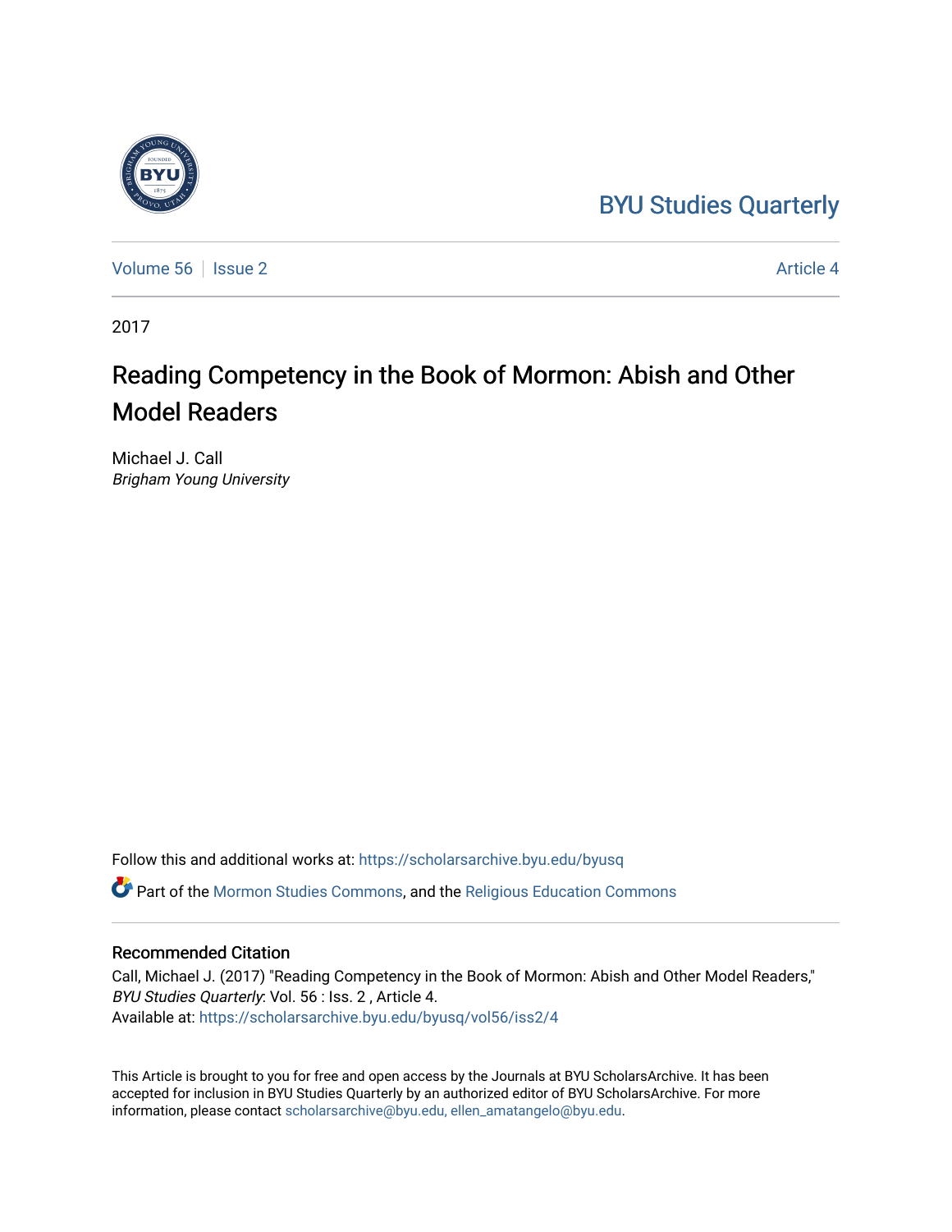BYU Studies Quarterly

Volume 56 | Issue 2 | Article 4

2017

# Reading Competency in the Book of Mormon: Abish and Other Model Readers

Michael J. Call
*Brigham Young University*

Follow this and additional works at: https://scholarsarchive.byu.edu/byusq

Part of the Mormon Studies Commons, and the Religious Education Commons

## Recommended Citation

Call, Michael J. (2017) "Reading Competency in the Book of Mormon: Abish and Other Model Readers," *BYU Studies Quarterly*: Vol. 56 : Iss. 2 , Article 4.
Available at: https://scholarsarchive.byu.edu/byusq/vol56/iss2/4

This Article is brought to you for free and open access by the Journals at BYU ScholarsArchive. It has been accepted for inclusion in BYU Studies Quarterly by an authorized editor of BYU ScholarsArchive. For more information, please contact scholarsarchive@byu.edu, ellen_amatangelo@byu.edu.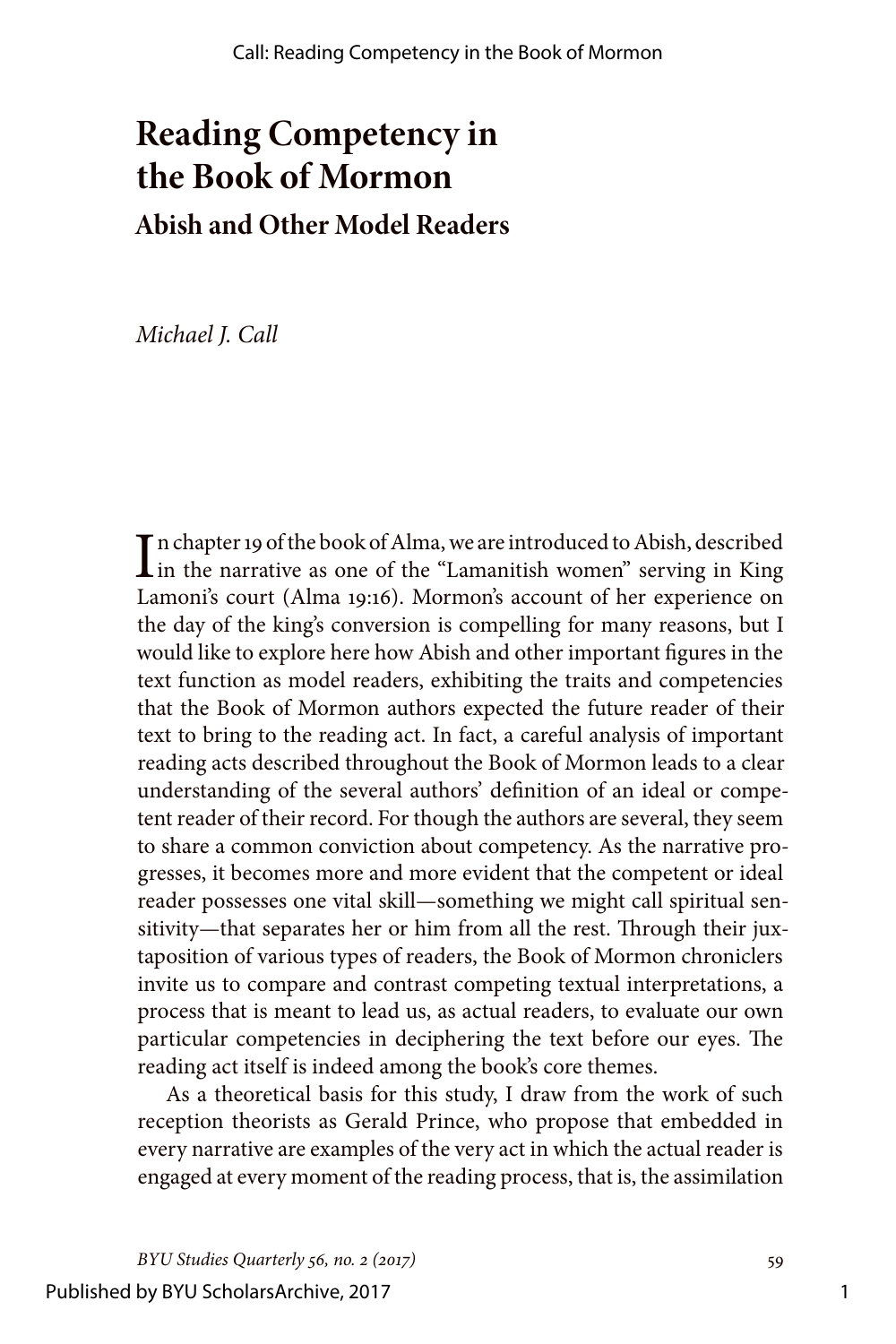# Reading Competency in the Book of Mormon

## Abish and Other Model Readers

*Michael J. Call*

In chapter 19 of the book of Alma, we are introduced to Abish, described in the narrative as one of the "Lamanitish women" serving in King Lamoni's court (Alma 19:16). Mormon's account of her experience on the day of the king's conversion is compelling for many reasons, but I would like to explore here how Abish and other important figures in the text function as model readers, exhibiting the traits and competencies that the Book of Mormon authors expected the future reader of their text to bring to the reading act. In fact, a careful analysis of important reading acts described throughout the Book of Mormon leads to a clear understanding of the several authors' definition of an ideal or competent reader of their record. For though the authors are several, they seem to share a common conviction about competency. As the narrative progresses, it becomes more and more evident that the competent or ideal reader possesses one vital skill—something we might call spiritual sensitivity—that separates her or him from all the rest. Through their juxtaposition of various types of readers, the Book of Mormon chroniclers invite us to compare and contrast competing textual interpretations, a process that is meant to lead us, as actual readers, to evaluate our own particular competencies in deciphering the text before our eyes. The reading act itself is indeed among the book's core themes.

As a theoretical basis for this study, I draw from the work of such reception theorists as Gerald Prince, who propose that embedded in every narrative are examples of the very act in which the actual reader is engaged at every moment of the reading process, that is, the assimilation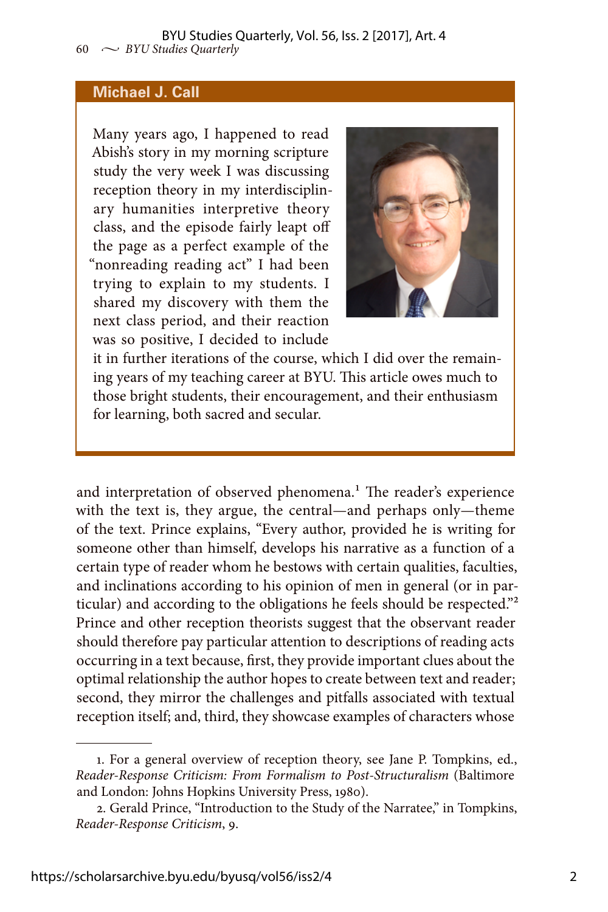## Michael J. Call

Many years ago, I happened to read Abish's story in my morning scripture study the very week I was discussing reception theory in my interdisciplinary humanities interpretive theory class, and the episode fairly leapt off the page as a perfect example of the "nonreading reading act" I had been trying to explain to my students. I shared my discovery with them the next class period, and their reaction was so positive, I decided to include it in further iterations of the course, which I did over the remaining years of my teaching career at BYU. This article owes much to those bright students, their encouragement, and their enthusiasm for learning, both sacred and secular.

and interpretation of observed phenomena.[1] The reader's experience with the text is, they argue, the central—and perhaps only—theme of the text. Prince explains, "Every author, provided he is writing for someone other than himself, develops his narrative as a function of a certain type of reader whom he bestows with certain qualities, faculties, and inclinations according to his opinion of men in general (or in particular) and according to the obligations he feels should be respected."[2] Prince and other reception theorists suggest that the observant reader should therefore pay particular attention to descriptions of reading acts occurring in a text because, first, they provide important clues about the optimal relationship the author hopes to create between text and reader; second, they mirror the challenges and pitfalls associated with textual reception itself; and, third, they showcase examples of characters whose

1. For a general overview of reception theory, see Jane P. Tompkins, ed., *Reader-Response Criticism: From Formalism to Post-Structuralism* (Baltimore and London: Johns Hopkins University Press, 1980).

2. Gerald Prince, "Introduction to the Study of the Narratee," in Tompkins, *Reader-Response Criticism*, 9.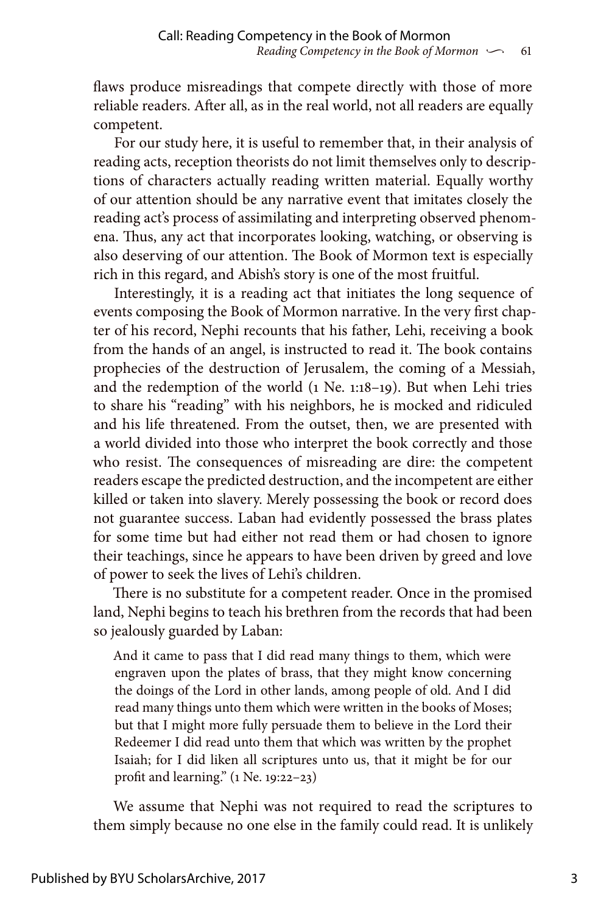flaws produce misreadings that compete directly with those of more reliable readers. After all, as in the real world, not all readers are equally competent.

For our study here, it is useful to remember that, in their analysis of reading acts, reception theorists do not limit themselves only to descriptions of characters actually reading written material. Equally worthy of our attention should be any narrative event that imitates closely the reading act's process of assimilating and interpreting observed phenomena. Thus, any act that incorporates looking, watching, or observing is also deserving of our attention. The Book of Mormon text is especially rich in this regard, and Abish's story is one of the most fruitful.

Interestingly, it is a reading act that initiates the long sequence of events composing the Book of Mormon narrative. In the very first chapter of his record, Nephi recounts that his father, Lehi, receiving a book from the hands of an angel, is instructed to read it. The book contains prophecies of the destruction of Jerusalem, the coming of a Messiah, and the redemption of the world (1 Ne. 1:18–19). But when Lehi tries to share his "reading" with his neighbors, he is mocked and ridiculed and his life threatened. From the outset, then, we are presented with a world divided into those who interpret the book correctly and those who resist. The consequences of misreading are dire: the competent readers escape the predicted destruction, and the incompetent are either killed or taken into slavery. Merely possessing the book or record does not guarantee success. Laban had evidently possessed the brass plates for some time but had either not read them or had chosen to ignore their teachings, since he appears to have been driven by greed and love of power to seek the lives of Lehi's children.

There is no substitute for a competent reader. Once in the promised land, Nephi begins to teach his brethren from the records that had been so jealously guarded by Laban:

> And it came to pass that I did read many things to them, which were engraven upon the plates of brass, that they might know concerning the doings of the Lord in other lands, among people of old. And I did read many things unto them which were written in the books of Moses; but that I might more fully persuade them to believe in the Lord their Redeemer I did read unto them that which was written by the prophet Isaiah; for I did liken all scriptures unto us, that it might be for our profit and learning." (1 Ne. 19:22–23)

We assume that Nephi was not required to read the scriptures to them simply because no one else in the family could read. It is unlikely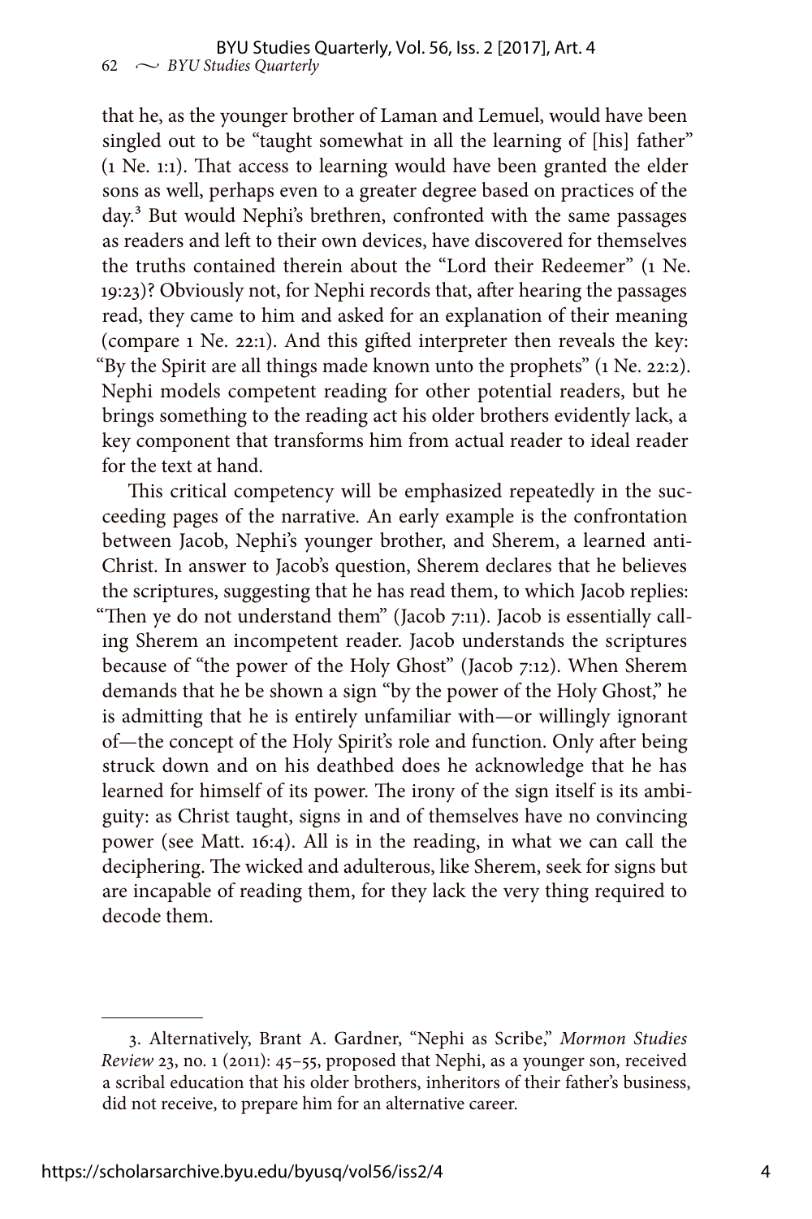that he, as the younger brother of Laman and Lemuel, would have been singled out to be "taught somewhat in all the learning of [his] father" (1 Ne. 1:1). That access to learning would have been granted the elder sons as well, perhaps even to a greater degree based on practices of the day.[3] But would Nephi's brethren, confronted with the same passages as readers and left to their own devices, have discovered for themselves the truths contained therein about the "Lord their Redeemer" (1 Ne. 19:23)? Obviously not, for Nephi records that, after hearing the passages read, they came to him and asked for an explanation of their meaning (compare 1 Ne. 22:1). And this gifted interpreter then reveals the key: "By the Spirit are all things made known unto the prophets" (1 Ne. 22:2). Nephi models competent reading for other potential readers, but he brings something to the reading act his older brothers evidently lack, a key component that transforms him from actual reader to ideal reader for the text at hand.

This critical competency will be emphasized repeatedly in the succeeding pages of the narrative. An early example is the confrontation between Jacob, Nephi's younger brother, and Sherem, a learned anti-Christ. In answer to Jacob's question, Sherem declares that he believes the scriptures, suggesting that he has read them, to which Jacob replies: "Then ye do not understand them" (Jacob 7:11). Jacob is essentially calling Sherem an incompetent reader. Jacob understands the scriptures because of "the power of the Holy Ghost" (Jacob 7:12). When Sherem demands that he be shown a sign "by the power of the Holy Ghost," he is admitting that he is entirely unfamiliar with—or willingly ignorant of—the concept of the Holy Spirit's role and function. Only after being struck down and on his deathbed does he acknowledge that he has learned for himself of its power. The irony of the sign itself is its ambiguity: as Christ taught, signs in and of themselves have no convincing power (see Matt. 16:4). All is in the reading, in what we can call the deciphering. The wicked and adulterous, like Sherem, seek for signs but are incapable of reading them, for they lack the very thing required to decode them.

---

3. Alternatively, Brant A. Gardner, "Nephi as Scribe," *Mormon Studies Review* 23, no. 1 (2011): 45–55, proposed that Nephi, as a younger son, received a scribal education that his older brothers, inheritors of their father's business, did not receive, to prepare him for an alternative career.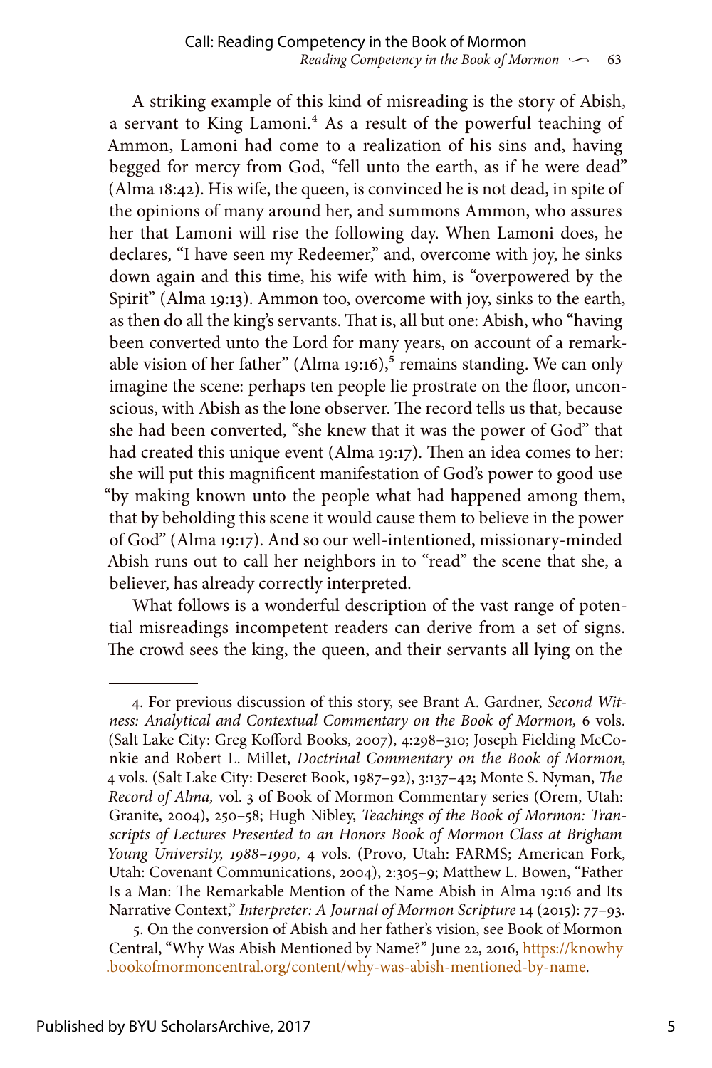A striking example of this kind of misreading is the story of Abish, a servant to King Lamoni.[4] As a result of the powerful teaching of Ammon, Lamoni had come to a realization of his sins and, having begged for mercy from God, "fell unto the earth, as if he were dead" (Alma 18:42). His wife, the queen, is convinced he is not dead, in spite of the opinions of many around her, and summons Ammon, who assures her that Lamoni will rise the following day. When Lamoni does, he declares, "I have seen my Redeemer," and, overcome with joy, he sinks down again and this time, his wife with him, is "overpowered by the Spirit" (Alma 19:13). Ammon too, overcome with joy, sinks to the earth, as then do all the king's servants. That is, all but one: Abish, who "having been converted unto the Lord for many years, on account of a remarkable vision of her father" (Alma 19:16),[5] remains standing. We can only imagine the scene: perhaps ten people lie prostrate on the floor, unconscious, with Abish as the lone observer. The record tells us that, because she had been converted, "she knew that it was the power of God" that had created this unique event (Alma 19:17). Then an idea comes to her: she will put this magnificent manifestation of God's power to good use "by making known unto the people what had happened among them, that by beholding this scene it would cause them to believe in the power of God" (Alma 19:17). And so our well-intentioned, missionary-minded Abish runs out to call her neighbors in to "read" the scene that she, a believer, has already correctly interpreted.

What follows is a wonderful description of the vast range of potential misreadings incompetent readers can derive from a set of signs. The crowd sees the king, the queen, and their servants all lying on the

---

4. For previous discussion of this story, see Brant A. Gardner, *Second Witness: Analytical and Contextual Commentary on the Book of Mormon,* 6 vols. (Salt Lake City: Greg Kofford Books, 2007), 4:298–310; Joseph Fielding McConkie and Robert L. Millet, *Doctrinal Commentary on the Book of Mormon,* 4 vols. (Salt Lake City: Deseret Book, 1987–92), 3:137–42; Monte S. Nyman, *The Record of Alma,* vol. 3 of Book of Mormon Commentary series (Orem, Utah: Granite, 2004), 250–58; Hugh Nibley, *Teachings of the Book of Mormon: Transcripts of Lectures Presented to an Honors Book of Mormon Class at Brigham Young University, 1988–1990,* 4 vols. (Provo, Utah: FARMS; American Fork, Utah: Covenant Communications, 2004), 2:305–9; Matthew L. Bowen, "Father Is a Man: The Remarkable Mention of the Name Abish in Alma 19:16 and Its Narrative Context," *Interpreter: A Journal of Mormon Scripture* 14 (2015): 77–93.

5. On the conversion of Abish and her father's vision, see Book of Mormon Central, "Why Was Abish Mentioned by Name?" June 22, 2016, https://knowhy.bookofmormoncentral.org/content/why-was-abish-mentioned-by-name.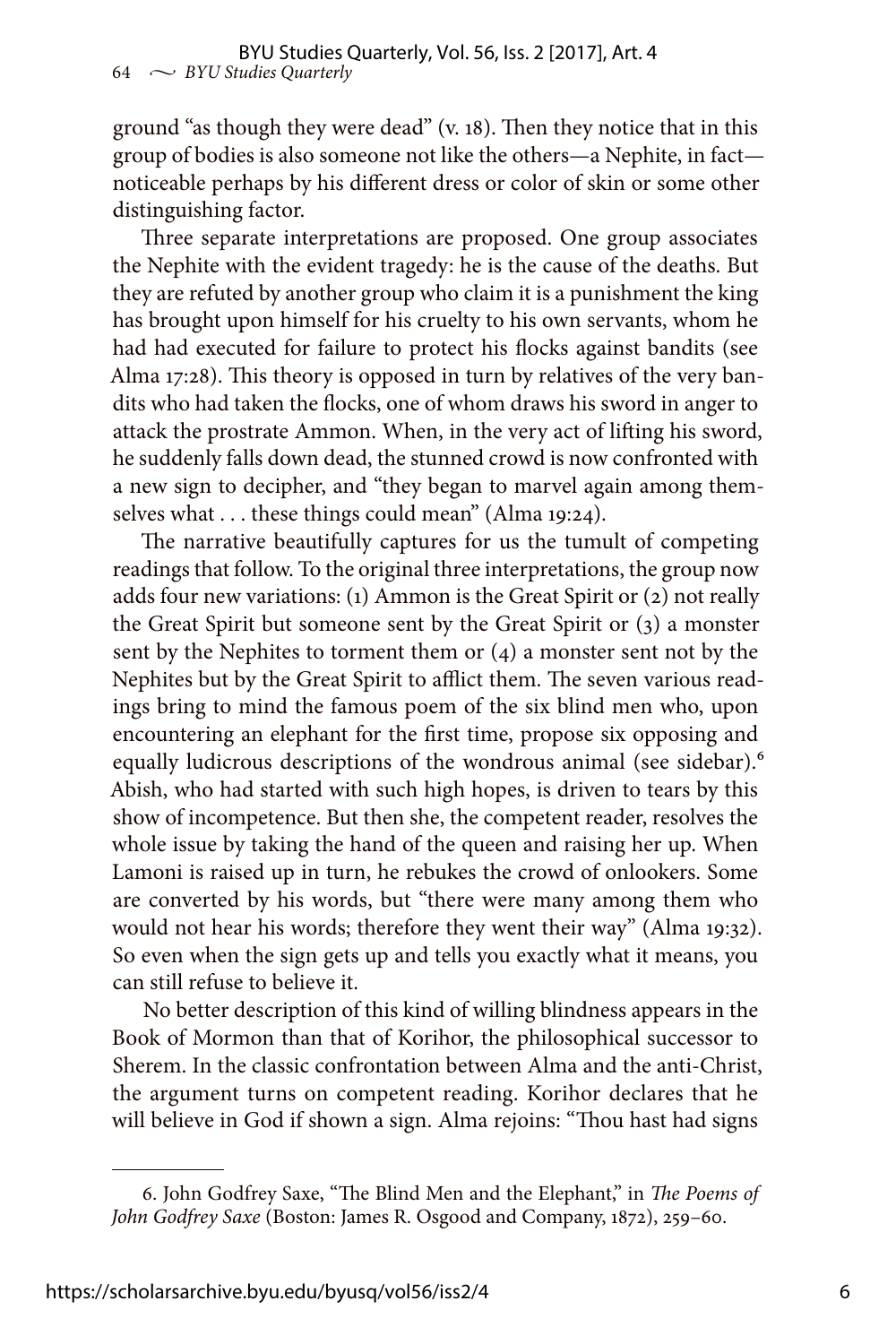ground "as though they were dead" (v. 18). Then they notice that in this group of bodies is also someone not like the others—a Nephite, in fact—noticeable perhaps by his different dress or color of skin or some other distinguishing factor.

Three separate interpretations are proposed. One group associates the Nephite with the evident tragedy: he is the cause of the deaths. But they are refuted by another group who claim it is a punishment the king has brought upon himself for his cruelty to his own servants, whom he had had executed for failure to protect his flocks against bandits (see Alma 17:28). This theory is opposed in turn by relatives of the very bandits who had taken the flocks, one of whom draws his sword in anger to attack the prostrate Ammon. When, in the very act of lifting his sword, he suddenly falls down dead, the stunned crowd is now confronted with a new sign to decipher, and "they began to marvel again among themselves what . . . these things could mean" (Alma 19:24).

The narrative beautifully captures for us the tumult of competing readings that follow. To the original three interpretations, the group now adds four new variations: (1) Ammon is the Great Spirit or (2) not really the Great Spirit but someone sent by the Great Spirit or (3) a monster sent by the Nephites to torment them or (4) a monster sent not by the Nephites but by the Great Spirit to afflict them. The seven various readings bring to mind the famous poem of the six blind men who, upon encountering an elephant for the first time, propose six opposing and equally ludicrous descriptions of the wondrous animal (see sidebar).[6] Abish, who had started with such high hopes, is driven to tears by this show of incompetence. But then she, the competent reader, resolves the whole issue by taking the hand of the queen and raising her up. When Lamoni is raised up in turn, he rebukes the crowd of onlookers. Some are converted by his words, but "there were many among them who would not hear his words; therefore they went their way" (Alma 19:32). So even when the sign gets up and tells you exactly what it means, you can still refuse to believe it.

No better description of this kind of willing blindness appears in the Book of Mormon than that of Korihor, the philosophical successor to Sherem. In the classic confrontation between Alma and the anti-Christ, the argument turns on competent reading. Korihor declares that he will believe in God if shown a sign. Alma rejoins: "Thou hast had signs

---

6. John Godfrey Saxe, "The Blind Men and the Elephant," in *The Poems of John Godfrey Saxe* (Boston: James R. Osgood and Company, 1872), 259–60.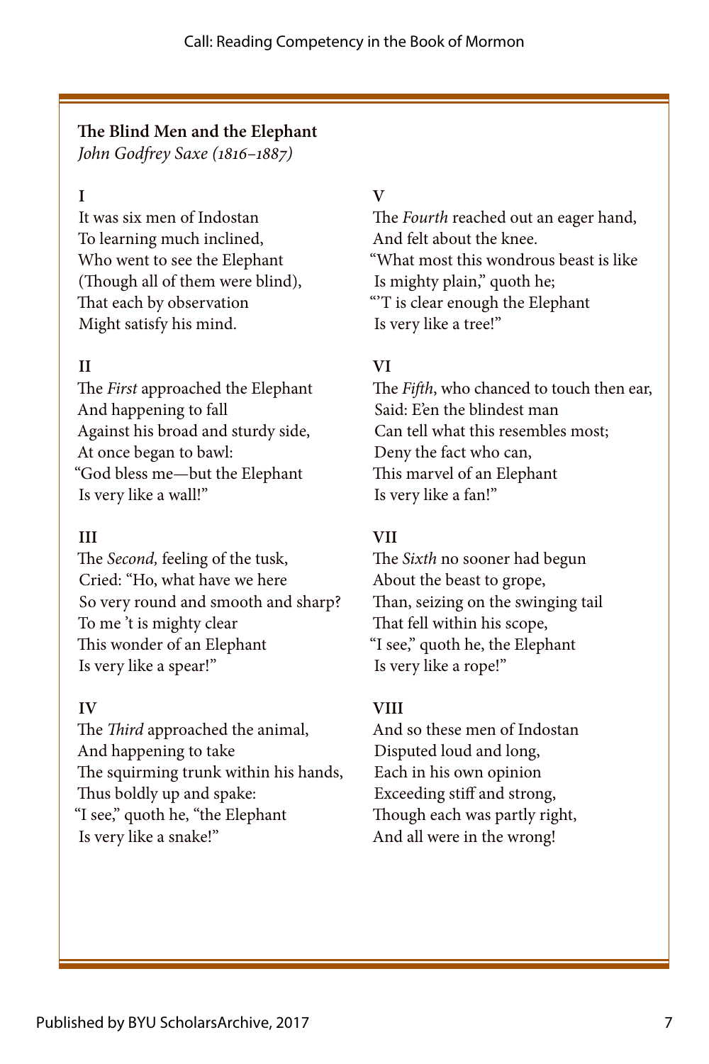**The Blind Men and the Elephant**
*John Godfrey Saxe (1816–1887)*

**I**
It was six men of Indostan
To learning much inclined,
Who went to see the Elephant
(Though all of them were blind),
That each by observation
Might satisfy his mind.

**II**
The *First* approached the Elephant
And happening to fall
Against his broad and sturdy side,
At once began to bawl:
"God bless me—but the Elephant
Is very like a wall!"

**III**
The *Second,* feeling of the tusk,
Cried: "Ho, what have we here
So very round and smooth and sharp?
To me 't is mighty clear
This wonder of an Elephant
Is very like a spear!"

**IV**
The *Third* approached the animal,
And happening to take
The squirming trunk within his hands,
Thus boldly up and spake:
"I see," quoth he, "the Elephant
Is very like a snake!"

**V**
The *Fourth* reached out an eager hand,
And felt about the knee.
"What most this wondrous beast is like
Is mighty plain," quoth he;
"'T is clear enough the Elephant
Is very like a tree!"

**VI**
The *Fifth*, who chanced to touch then ear,
Said: E'en the blindest man
Can tell what this resembles most;
Deny the fact who can,
This marvel of an Elephant
Is very like a fan!"

**VII**
The *Sixth* no sooner had begun
About the beast to grope,
Than, seizing on the swinging tail
That fell within his scope,
"I see," quoth he, the Elephant
Is very like a rope!"

**VIII**
And so these men of Indostan
Disputed loud and long,
Each in his own opinion
Exceeding stiff and strong,
Though each was partly right,
And all were in the wrong!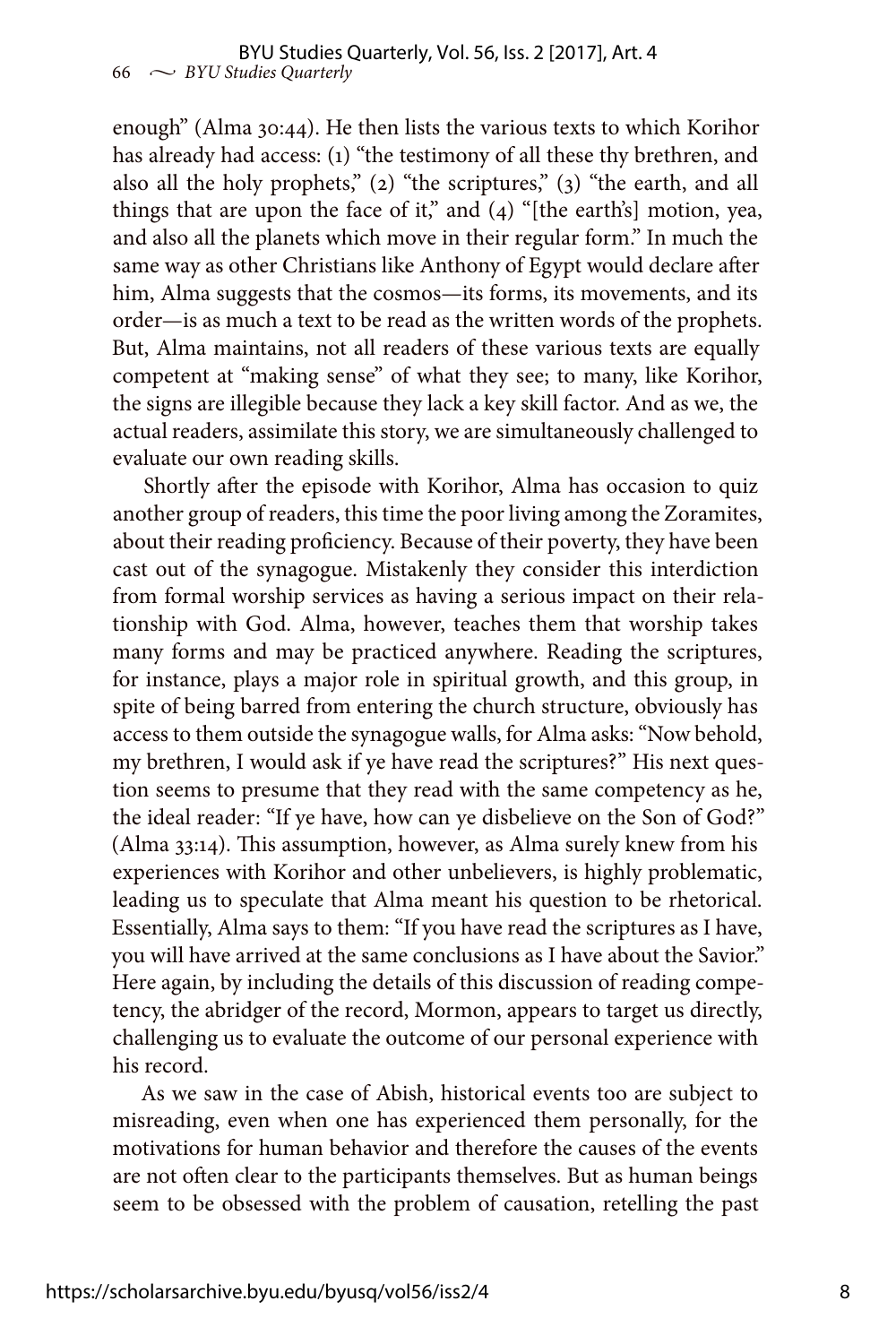enough" (Alma 30:44). He then lists the various texts to which Korihor has already had access: (1) "the testimony of all these thy brethren, and also all the holy prophets," (2) "the scriptures," (3) "the earth, and all things that are upon the face of it," and (4) "[the earth's] motion, yea, and also all the planets which move in their regular form." In much the same way as other Christians like Anthony of Egypt would declare after him, Alma suggests that the cosmos—its forms, its movements, and its order—is as much a text to be read as the written words of the prophets. But, Alma maintains, not all readers of these various texts are equally competent at "making sense" of what they see; to many, like Korihor, the signs are illegible because they lack a key skill factor. And as we, the actual readers, assimilate this story, we are simultaneously challenged to evaluate our own reading skills.

Shortly after the episode with Korihor, Alma has occasion to quiz another group of readers, this time the poor living among the Zoramites, about their reading proficiency. Because of their poverty, they have been cast out of the synagogue. Mistakenly they consider this interdiction from formal worship services as having a serious impact on their relationship with God. Alma, however, teaches them that worship takes many forms and may be practiced anywhere. Reading the scriptures, for instance, plays a major role in spiritual growth, and this group, in spite of being barred from entering the church structure, obviously has access to them outside the synagogue walls, for Alma asks: "Now behold, my brethren, I would ask if ye have read the scriptures?" His next question seems to presume that they read with the same competency as he, the ideal reader: "If ye have, how can ye disbelieve on the Son of God?" (Alma 33:14). This assumption, however, as Alma surely knew from his experiences with Korihor and other unbelievers, is highly problematic, leading us to speculate that Alma meant his question to be rhetorical. Essentially, Alma says to them: "If you have read the scriptures as I have, you will have arrived at the same conclusions as I have about the Savior." Here again, by including the details of this discussion of reading competency, the abridger of the record, Mormon, appears to target us directly, challenging us to evaluate the outcome of our personal experience with his record.

As we saw in the case of Abish, historical events too are subject to misreading, even when one has experienced them personally, for the motivations for human behavior and therefore the causes of the events are not often clear to the participants themselves. But as human beings seem to be obsessed with the problem of causation, retelling the past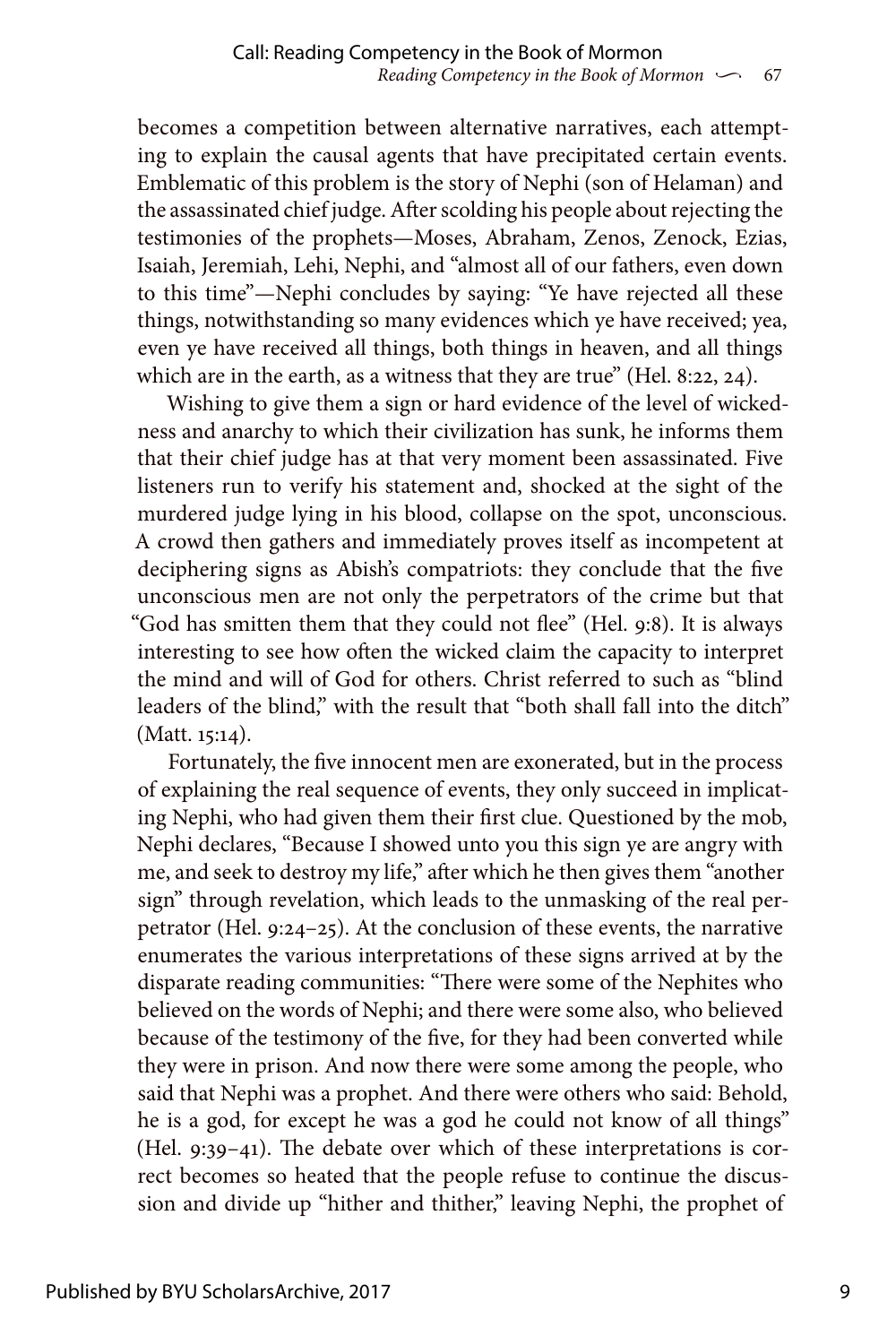becomes a competition between alternative narratives, each attempting to explain the causal agents that have precipitated certain events. Emblematic of this problem is the story of Nephi (son of Helaman) and the assassinated chief judge. After scolding his people about rejecting the testimonies of the prophets—Moses, Abraham, Zenos, Zenock, Ezias, Isaiah, Jeremiah, Lehi, Nephi, and "almost all of our fathers, even down to this time"—Nephi concludes by saying: "Ye have rejected all these things, notwithstanding so many evidences which ye have received; yea, even ye have received all things, both things in heaven, and all things which are in the earth, as a witness that they are true" (Hel. 8:22, 24).

Wishing to give them a sign or hard evidence of the level of wickedness and anarchy to which their civilization has sunk, he informs them that their chief judge has at that very moment been assassinated. Five listeners run to verify his statement and, shocked at the sight of the murdered judge lying in his blood, collapse on the spot, unconscious. A crowd then gathers and immediately proves itself as incompetent at deciphering signs as Abish's compatriots: they conclude that the five unconscious men are not only the perpetrators of the crime but that "God has smitten them that they could not flee" (Hel. 9:8). It is always interesting to see how often the wicked claim the capacity to interpret the mind and will of God for others. Christ referred to such as "blind leaders of the blind," with the result that "both shall fall into the ditch" (Matt. 15:14).

Fortunately, the five innocent men are exonerated, but in the process of explaining the real sequence of events, they only succeed in implicating Nephi, who had given them their first clue. Questioned by the mob, Nephi declares, "Because I showed unto you this sign ye are angry with me, and seek to destroy my life," after which he then gives them "another sign" through revelation, which leads to the unmasking of the real perpetrator (Hel. 9:24–25). At the conclusion of these events, the narrative enumerates the various interpretations of these signs arrived at by the disparate reading communities: "There were some of the Nephites who believed on the words of Nephi; and there were some also, who believed because of the testimony of the five, for they had been converted while they were in prison. And now there were some among the people, who said that Nephi was a prophet. And there were others who said: Behold, he is a god, for except he was a god he could not know of all things" (Hel. 9:39–41). The debate over which of these interpretations is correct becomes so heated that the people refuse to continue the discussion and divide up "hither and thither," leaving Nephi, the prophet of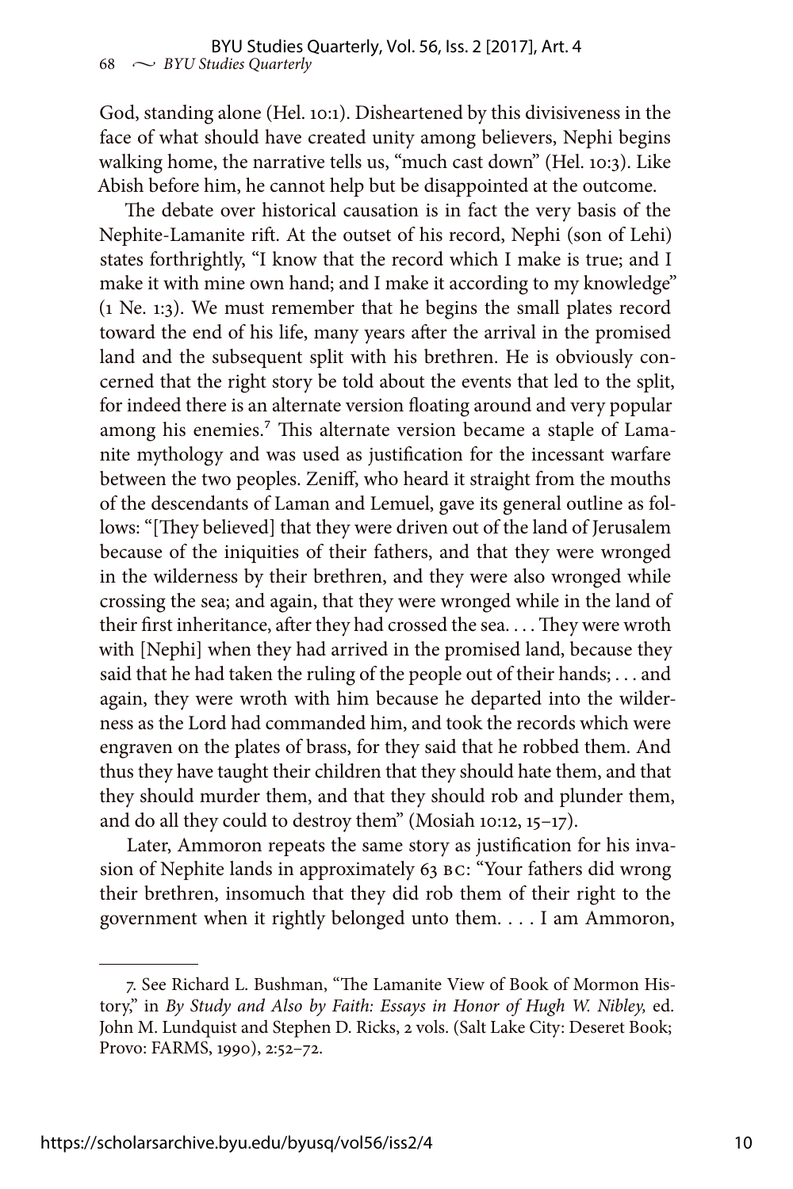God, standing alone (Hel. 10:1). Disheartened by this divisiveness in the face of what should have created unity among believers, Nephi begins walking home, the narrative tells us, "much cast down" (Hel. 10:3). Like Abish before him, he cannot help but be disappointed at the outcome.

The debate over historical causation is in fact the very basis of the Nephite-Lamanite rift. At the outset of his record, Nephi (son of Lehi) states forthrightly, "I know that the record which I make is true; and I make it with mine own hand; and I make it according to my knowledge" (1 Ne. 1:3). We must remember that he begins the small plates record toward the end of his life, many years after the arrival in the promised land and the subsequent split with his brethren. He is obviously concerned that the right story be told about the events that led to the split, for indeed there is an alternate version floating around and very popular among his enemies.[7] This alternate version became a staple of Lamanite mythology and was used as justification for the incessant warfare between the two peoples. Zeniff, who heard it straight from the mouths of the descendants of Laman and Lemuel, gave its general outline as follows: "[They believed] that they were driven out of the land of Jerusalem because of the iniquities of their fathers, and that they were wronged in the wilderness by their brethren, and they were also wronged while crossing the sea; and again, that they were wronged while in the land of their first inheritance, after they had crossed the sea. . . . They were wroth with [Nephi] when they had arrived in the promised land, because they said that he had taken the ruling of the people out of their hands; . . . and again, they were wroth with him because he departed into the wilderness as the Lord had commanded him, and took the records which were engraven on the plates of brass, for they said that he robbed them. And thus they have taught their children that they should hate them, and that they should murder them, and that they should rob and plunder them, and do all they could to destroy them" (Mosiah 10:12, 15–17).

Later, Ammoron repeats the same story as justification for his invasion of Nephite lands in approximately 63 BC: "Your fathers did wrong their brethren, insomuch that they did rob them of their right to the government when it rightly belonged unto them. . . . I am Ammoron,

---

7. See Richard L. Bushman, "The Lamanite View of Book of Mormon History," in *By Study and Also by Faith: Essays in Honor of Hugh W. Nibley,* ed. John M. Lundquist and Stephen D. Ricks, 2 vols. (Salt Lake City: Deseret Book; Provo: FARMS, 1990), 2:52–72.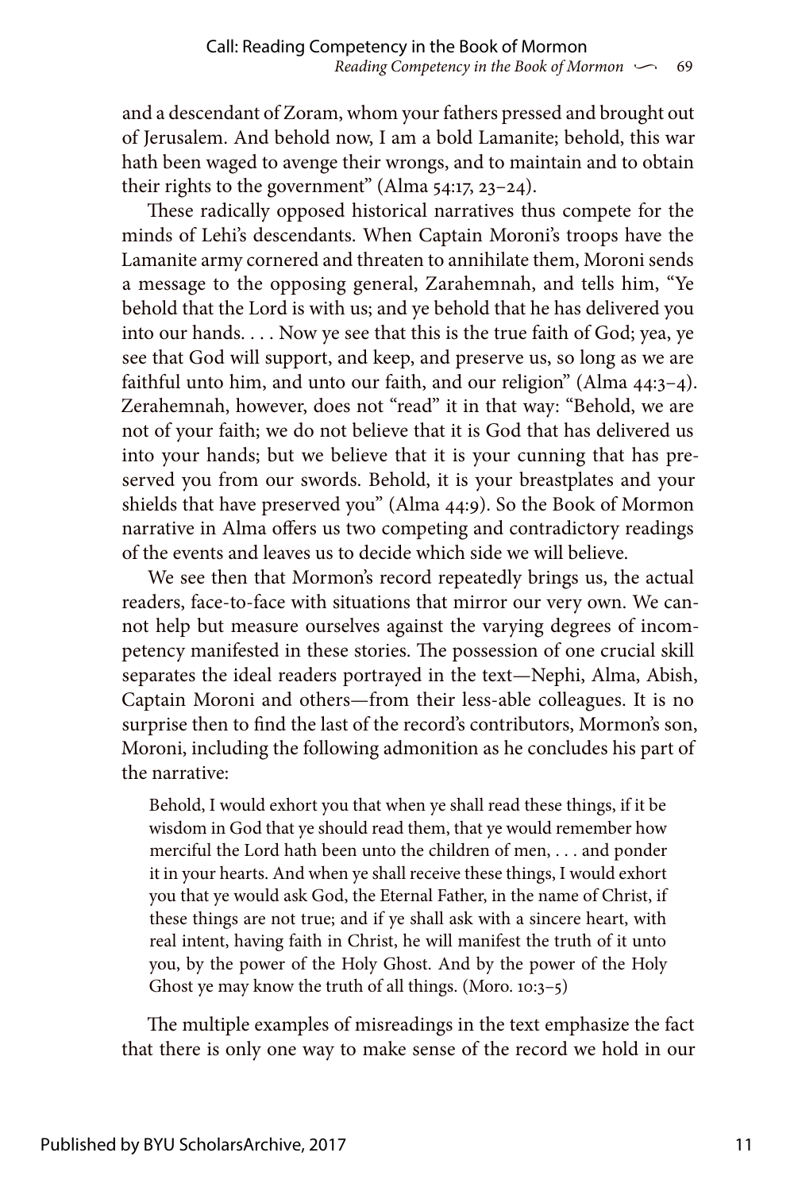and a descendant of Zoram, whom your fathers pressed and brought out of Jerusalem. And behold now, I am a bold Lamanite; behold, this war hath been waged to avenge their wrongs, and to maintain and to obtain their rights to the government" (Alma 54:17, 23–24).

These radically opposed historical narratives thus compete for the minds of Lehi's descendants. When Captain Moroni's troops have the Lamanite army cornered and threaten to annihilate them, Moroni sends a message to the opposing general, Zarahemnah, and tells him, "Ye behold that the Lord is with us; and ye behold that he has delivered you into our hands. . . . Now ye see that this is the true faith of God; yea, ye see that God will support, and keep, and preserve us, so long as we are faithful unto him, and unto our faith, and our religion" (Alma 44:3–4). Zerahemnah, however, does not "read" it in that way: "Behold, we are not of your faith; we do not believe that it is God that has delivered us into your hands; but we believe that it is your cunning that has preserved you from our swords. Behold, it is your breastplates and your shields that have preserved you" (Alma 44:9). So the Book of Mormon narrative in Alma offers us two competing and contradictory readings of the events and leaves us to decide which side we will believe.

We see then that Mormon's record repeatedly brings us, the actual readers, face-to-face with situations that mirror our very own. We cannot help but measure ourselves against the varying degrees of incompetency manifested in these stories. The possession of one crucial skill separates the ideal readers portrayed in the text—Nephi, Alma, Abish, Captain Moroni and others—from their less-able colleagues. It is no surprise then to find the last of the record's contributors, Mormon's son, Moroni, including the following admonition as he concludes his part of the narrative:

> Behold, I would exhort you that when ye shall read these things, if it be wisdom in God that ye should read them, that ye would remember how merciful the Lord hath been unto the children of men, . . . and ponder it in your hearts. And when ye shall receive these things, I would exhort you that ye would ask God, the Eternal Father, in the name of Christ, if these things are not true; and if ye shall ask with a sincere heart, with real intent, having faith in Christ, he will manifest the truth of it unto you, by the power of the Holy Ghost. And by the power of the Holy Ghost ye may know the truth of all things. (Moro. 10:3–5)

The multiple examples of misreadings in the text emphasize the fact that there is only one way to make sense of the record we hold in our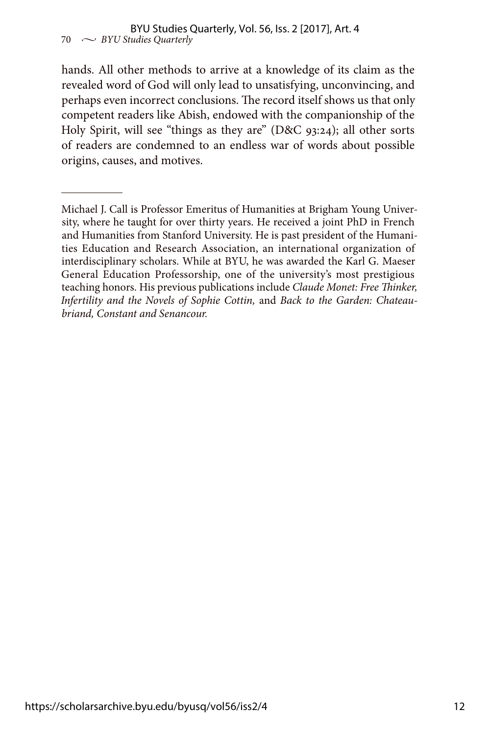hands. All other methods to arrive at a knowledge of its claim as the revealed word of God will only lead to unsatisfying, unconvincing, and perhaps even incorrect conclusions. The record itself shows us that only competent readers like Abish, endowed with the companionship of the Holy Spirit, will see "things as they are" (D&C 93:24); all other sorts of readers are condemned to an endless war of words about possible origins, causes, and motives.

---

Michael J. Call is Professor Emeritus of Humanities at Brigham Young University, where he taught for over thirty years. He received a joint PhD in French and Humanities from Stanford University. He is past president of the Humanities Education and Research Association, an international organization of interdisciplinary scholars. While at BYU, he was awarded the Karl G. Maeser General Education Professorship, one of the university's most prestigious teaching honors. His previous publications include *Claude Monet: Free Thinker, Infertility and the Novels of Sophie Cottin,* and *Back to the Garden: Chateaubriand, Constant and Senancour.*